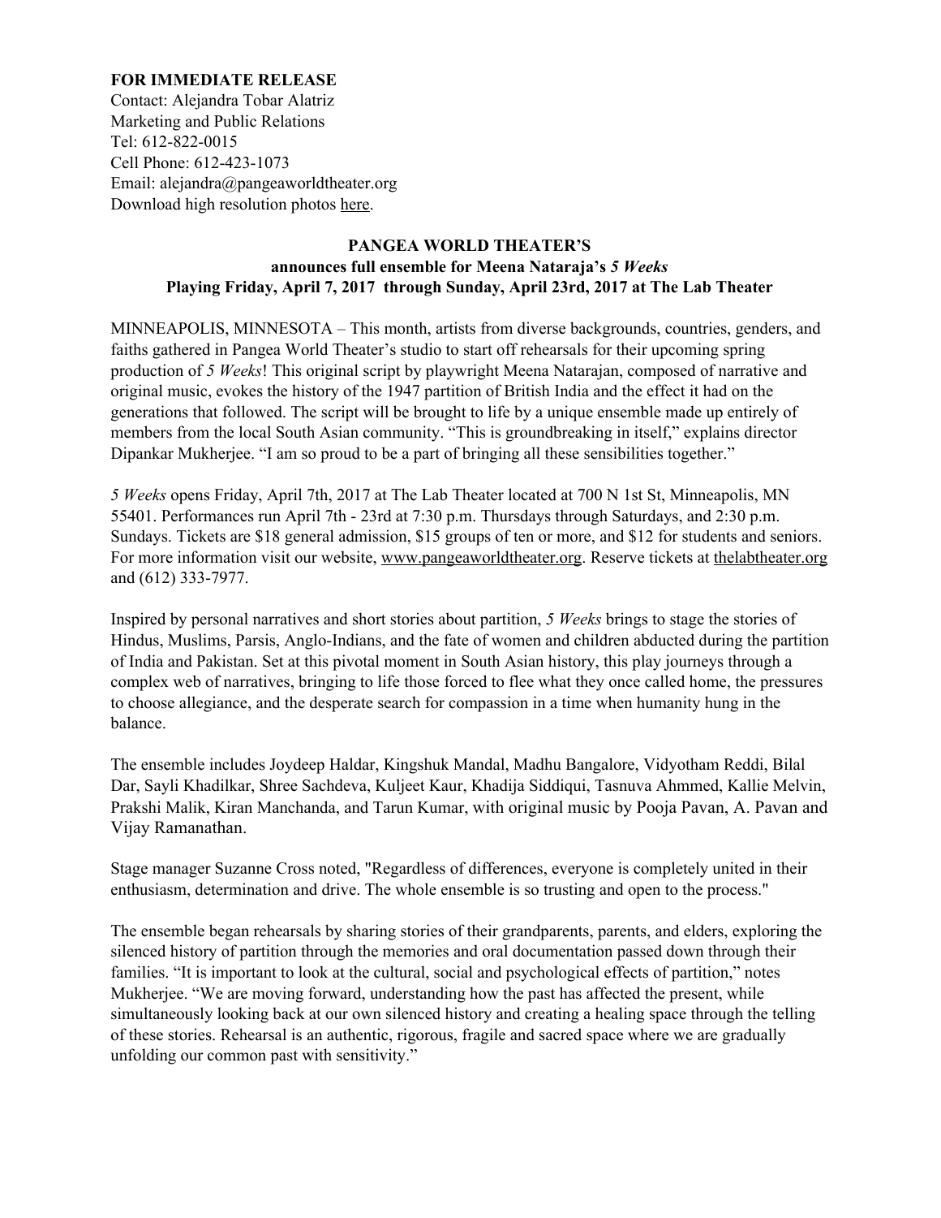**FOR IMMEDIATE RELEASE**
Contact: Alejandra Tobar Alatriz
Marketing and Public Relations
Tel: 612-822-0015
Cell Phone: 612-423-1073
Email: alejandra@pangeaworldtheater.org
Download high resolution photos here.

**PANGEA WORLD THEATER'S**
**announces full ensemble for Meena Nataraja's *5 Weeks***
**Playing Friday, April 7, 2017 through Sunday, April 23rd, 2017 at The Lab Theater**

MINNEAPOLIS, MINNESOTA – This month, artists from diverse backgrounds, countries, genders, and faiths gathered in Pangea World Theater's studio to start off rehearsals for their upcoming spring production of *5 Weeks*! This original script by playwright Meena Natarajan, composed of narrative and original music, evokes the history of the 1947 partition of British India and the effect it had on the generations that followed. The script will be brought to life by a unique ensemble made up entirely of members from the local South Asian community. "This is groundbreaking in itself," explains director Dipankar Mukherjee. "I am so proud to be a part of bringing all these sensibilities together."

*5 Weeks* opens Friday, April 7th, 2017 at The Lab Theater located at 700 N 1st St, Minneapolis, MN 55401. Performances run April 7th - 23rd at 7:30 p.m. Thursdays through Saturdays, and 2:30 p.m. Sundays. Tickets are $18 general admission, $15 groups of ten or more, and $12 for students and seniors. For more information visit our website, www.pangeaworldtheater.org. Reserve tickets at thelabtheater.org and (612) 333-7977.

Inspired by personal narratives and short stories about partition, *5 Weeks* brings to stage the stories of Hindus, Muslims, Parsis, Anglo-Indians, and the fate of women and children abducted during the partition of India and Pakistan. Set at this pivotal moment in South Asian history, this play journeys through a complex web of narratives, bringing to life those forced to flee what they once called home, the pressures to choose allegiance, and the desperate search for compassion in a time when humanity hung in the balance.

The ensemble includes Joydeep Haldar, Kingshuk Mandal, Madhu Bangalore, Vidyotham Reddi, Bilal Dar, Sayli Khadilkar, Shree Sachdeva, Kuljeet Kaur, Khadija Siddiqui, Tasnuva Ahmmed, Kallie Melvin, Prakshi Malik, Kiran Manchanda, and Tarun Kumar, with original music by Pooja Pavan, A. Pavan and Vijay Ramanathan.

Stage manager Suzanne Cross noted, "Regardless of differences, everyone is completely united in their enthusiasm, determination and drive. The whole ensemble is so trusting and open to the process."

The ensemble began rehearsals by sharing stories of their grandparents, parents, and elders, exploring the silenced history of partition through the memories and oral documentation passed down through their families. "It is important to look at the cultural, social and psychological effects of partition," notes Mukherjee. "We are moving forward, understanding how the past has affected the present, while simultaneously looking back at our own silenced history and creating a healing space through the telling of these stories. Rehearsal is an authentic, rigorous, fragile and sacred space where we are gradually unfolding our common past with sensitivity."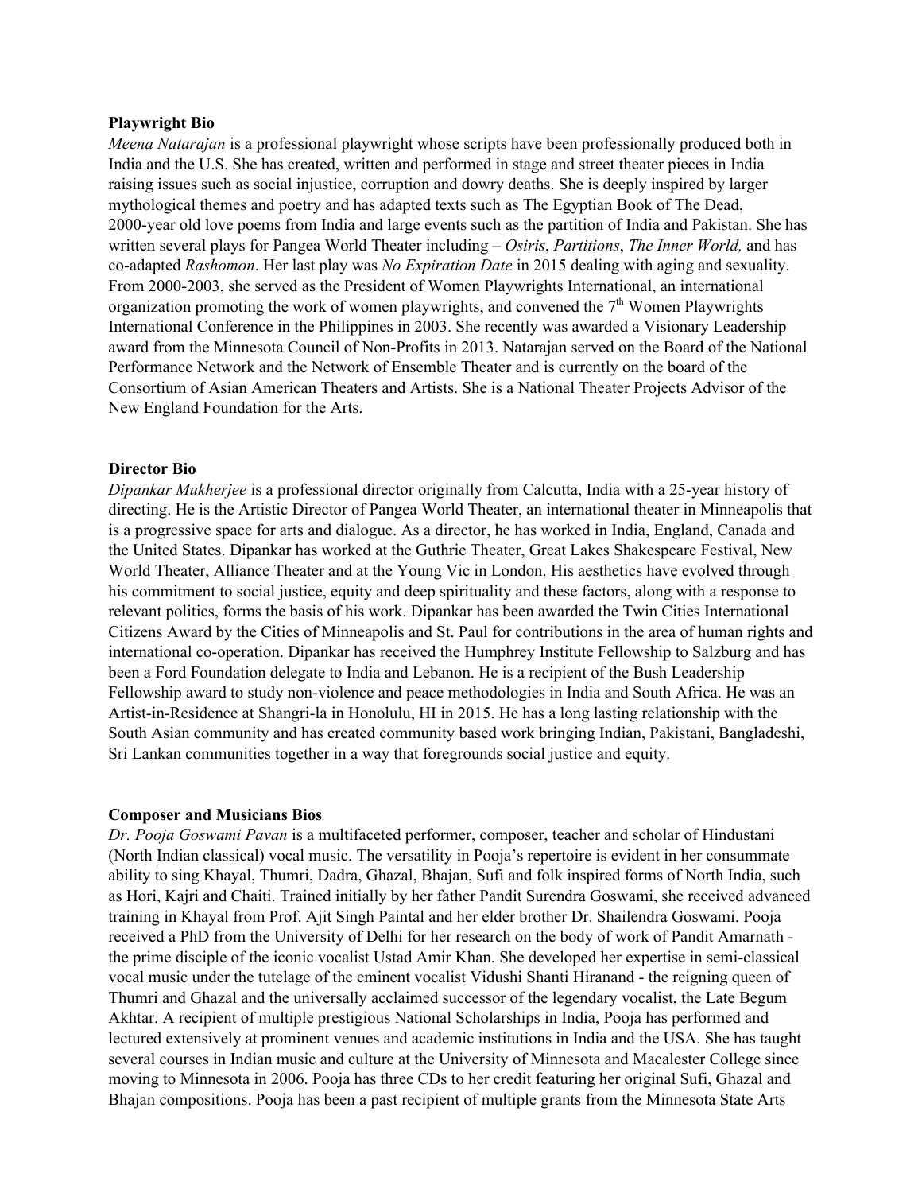**Playwright Bio**

*Meena Natarajan* is a professional playwright whose scripts have been professionally produced both in India and the U.S. She has created, written and performed in stage and street theater pieces in India raising issues such as social injustice, corruption and dowry deaths. She is deeply inspired by larger mythological themes and poetry and has adapted texts such as The Egyptian Book of The Dead, 2000-year old love poems from India and large events such as the partition of India and Pakistan. She has written several plays for Pangea World Theater including – *Osiris*, *Partitions*, *The Inner World,* and has co-adapted *Rashomon*. Her last play was *No Expiration Date* in 2015 dealing with aging and sexuality. From 2000-2003, she served as the President of Women Playwrights International, an international organization promoting the work of women playwrights, and convened the 7th Women Playwrights International Conference in the Philippines in 2003. She recently was awarded a Visionary Leadership award from the Minnesota Council of Non-Profits in 2013. Natarajan served on the Board of the National Performance Network and the Network of Ensemble Theater and is currently on the board of the Consortium of Asian American Theaters and Artists. She is a National Theater Projects Advisor of the New England Foundation for the Arts.

**Director Bio**

*Dipankar Mukherjee* is a professional director originally from Calcutta, India with a 25-year history of directing. He is the Artistic Director of Pangea World Theater, an international theater in Minneapolis that is a progressive space for arts and dialogue. As a director, he has worked in India, England, Canada and the United States. Dipankar has worked at the Guthrie Theater, Great Lakes Shakespeare Festival, New World Theater, Alliance Theater and at the Young Vic in London. His aesthetics have evolved through his commitment to social justice, equity and deep spirituality and these factors, along with a response to relevant politics, forms the basis of his work. Dipankar has been awarded the Twin Cities International Citizens Award by the Cities of Minneapolis and St. Paul for contributions in the area of human rights and international co-operation. Dipankar has received the Humphrey Institute Fellowship to Salzburg and has been a Ford Foundation delegate to India and Lebanon. He is a recipient of the Bush Leadership Fellowship award to study non-violence and peace methodologies in India and South Africa. He was an Artist-in-Residence at Shangri-la in Honolulu, HI in 2015. He has a long lasting relationship with the South Asian community and has created community based work bringing Indian, Pakistani, Bangladeshi, Sri Lankan communities together in a way that foregrounds social justice and equity.

**Composer and Musicians Bios**

*Dr. Pooja Goswami Pavan* is a multifaceted performer, composer, teacher and scholar of Hindustani (North Indian classical) vocal music. The versatility in Pooja's repertoire is evident in her consummate ability to sing Khayal, Thumri, Dadra, Ghazal, Bhajan, Sufi and folk inspired forms of North India, such as Hori, Kajri and Chaiti. Trained initially by her father Pandit Surendra Goswami, she received advanced training in Khayal from Prof. Ajit Singh Paintal and her elder brother Dr. Shailendra Goswami. Pooja received a PhD from the University of Delhi for her research on the body of work of Pandit Amarnath - the prime disciple of the iconic vocalist Ustad Amir Khan. She developed her expertise in semi-classical vocal music under the tutelage of the eminent vocalist Vidushi Shanti Hiranand - the reigning queen of Thumri and Ghazal and the universally acclaimed successor of the legendary vocalist, the Late Begum Akhtar. A recipient of multiple prestigious National Scholarships in India, Pooja has performed and lectured extensively at prominent venues and academic institutions in India and the USA. She has taught several courses in Indian music and culture at the University of Minnesota and Macalester College since moving to Minnesota in 2006. Pooja has three CDs to her credit featuring her original Sufi, Ghazal and Bhajan compositions. Pooja has been a past recipient of multiple grants from the Minnesota State Arts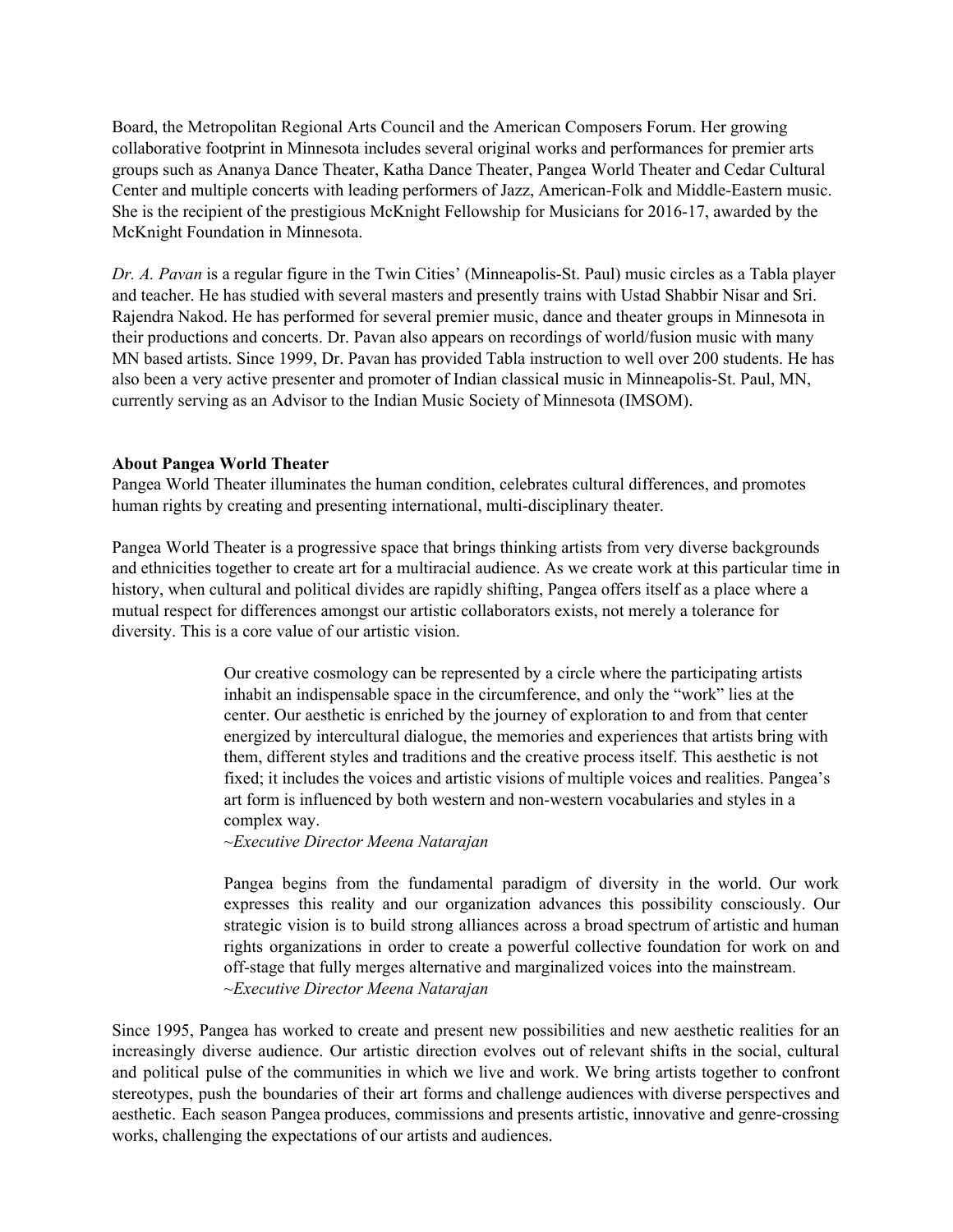Board, the Metropolitan Regional Arts Council and the American Composers Forum. Her growing collaborative footprint in Minnesota includes several original works and performances for premier arts groups such as Ananya Dance Theater, Katha Dance Theater, Pangea World Theater and Cedar Cultural Center and multiple concerts with leading performers of Jazz, American-Folk and Middle-Eastern music. She is the recipient of the prestigious McKnight Fellowship for Musicians for 2016-17, awarded by the McKnight Foundation in Minnesota.

*Dr. A. Pavan* is a regular figure in the Twin Cities' (Minneapolis-St. Paul) music circles as a Tabla player and teacher. He has studied with several masters and presently trains with Ustad Shabbir Nisar and Sri. Rajendra Nakod. He has performed for several premier music, dance and theater groups in Minnesota in their productions and concerts. Dr. Pavan also appears on recordings of world/fusion music with many MN based artists. Since 1999, Dr. Pavan has provided Tabla instruction to well over 200 students. He has also been a very active presenter and promoter of Indian classical music in Minneapolis-St. Paul, MN, currently serving as an Advisor to the Indian Music Society of Minnesota (IMSOM).

**About Pangea World Theater**

Pangea World Theater illuminates the human condition, celebrates cultural differences, and promotes human rights by creating and presenting international, multi-disciplinary theater.

Pangea World Theater is a progressive space that brings thinking artists from very diverse backgrounds and ethnicities together to create art for a multiracial audience. As we create work at this particular time in history, when cultural and political divides are rapidly shifting, Pangea offers itself as a place where a mutual respect for differences amongst our artistic collaborators exists, not merely a tolerance for diversity. This is a core value of our artistic vision.

> Our creative cosmology can be represented by a circle where the participating artists inhabit an indispensable space in the circumference, and only the "work" lies at the center. Our aesthetic is enriched by the journey of exploration to and from that center energized by intercultural dialogue, the memories and experiences that artists bring with them, different styles and traditions and the creative process itself. This aesthetic is not fixed; it includes the voices and artistic visions of multiple voices and realities. Pangea's art form is influenced by both western and non-western vocabularies and styles in a complex way.
> *~Executive Director Meena Natarajan*
>
> Pangea begins from the fundamental paradigm of diversity in the world. Our work expresses this reality and our organization advances this possibility consciously. Our strategic vision is to build strong alliances across a broad spectrum of artistic and human rights organizations in order to create a powerful collective foundation for work on and off-stage that fully merges alternative and marginalized voices into the mainstream.
> *~Executive Director Meena Natarajan*

Since 1995, Pangea has worked to create and present new possibilities and new aesthetic realities for an increasingly diverse audience. Our artistic direction evolves out of relevant shifts in the social, cultural and political pulse of the communities in which we live and work. We bring artists together to confront stereotypes, push the boundaries of their art forms and challenge audiences with diverse perspectives and aesthetic. Each season Pangea produces, commissions and presents artistic, innovative and genre-crossing works, challenging the expectations of our artists and audiences.